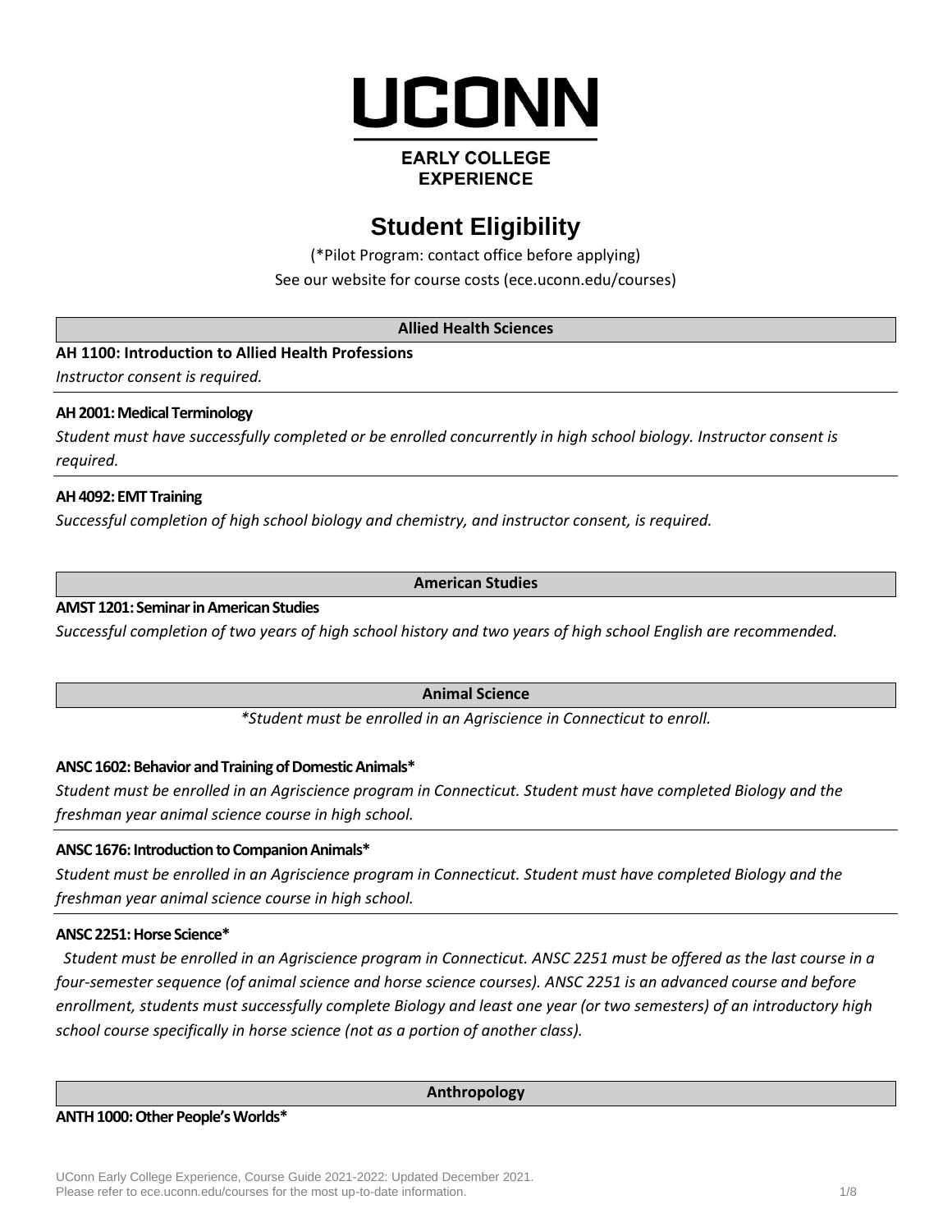# UCONN EARLY COLLEGE EXPERIENCE

## Student Eligibility

(*Pilot Program: contact office before applying)

See our website for course costs (ece.uconn.edu/courses)

### Allied Health Sciences

**AH 1100: Introduction to Allied Health Professions**

*Instructor consent is required.*

**AH 2001: Medical Terminology**

*Student must have successfully completed or be enrolled concurrently in high school biology. Instructor consent is required.*

**AH 4092: EMT Training**

*Successful completion of high school biology and chemistry, and instructor consent, is required.*

### American Studies

**AMST 1201: Seminar in American Studies**

*Successful completion of two years of high school history and two years of high school English are recommended.*

### Animal Science

*\*Student must be enrolled in an Agriscience in Connecticut to enroll.*

**ANSC 1602: Behavior and Training of Domestic Animals***

*Student must be enrolled in an Agriscience program in Connecticut. Student must have completed Biology and the freshman year animal science course in high school.*

**ANSC 1676: Introduction to Companion Animals***

*Student must be enrolled in an Agriscience program in Connecticut. Student must have completed Biology and the freshman year animal science course in high school.*

**ANSC 2251: Horse Science***

*Student must be enrolled in an Agriscience program in Connecticut. ANSC 2251 must be offered as the last course in a four-semester sequence (of animal science and horse science courses). ANSC 2251 is an advanced course and before enrollment, students must successfully complete Biology and least one year (or two semesters) of an introductory high school course specifically in horse science (not as a portion of another class).*

### Anthropology

**ANTH 1000: Other People's Worlds***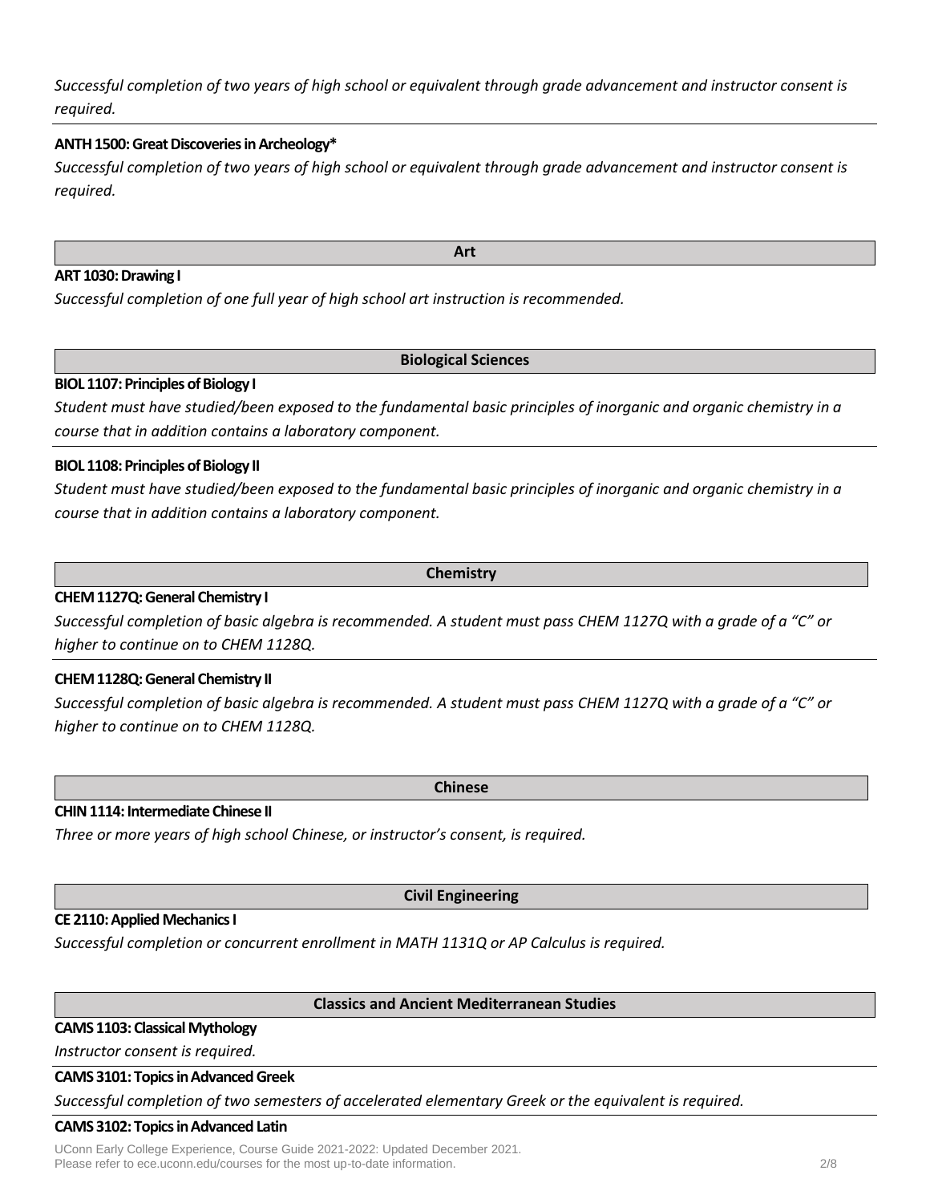*Successful completion of two years of high school or equivalent through grade advancement and instructor consent is required.*

**ANTH 1500: Great Discoveries in Archeology***

*Successful completion of two years of high school or equivalent through grade advancement and instructor consent is required.*

## Art

**ART 1030: Drawing I**

*Successful completion of one full year of high school art instruction is recommended.*

## Biological Sciences

**BIOL 1107: Principles of Biology I**

*Student must have studied/been exposed to the fundamental basic principles of inorganic and organic chemistry in a course that in addition contains a laboratory component.*

**BIOL 1108: Principles of Biology II**

*Student must have studied/been exposed to the fundamental basic principles of inorganic and organic chemistry in a course that in addition contains a laboratory component.*

## Chemistry

**CHEM 1127Q: General Chemistry I**

*Successful completion of basic algebra is recommended. A student must pass CHEM 1127Q with a grade of a "C" or higher to continue on to CHEM 1128Q.*

**CHEM 1128Q: General Chemistry II**

*Successful completion of basic algebra is recommended. A student must pass CHEM 1127Q with a grade of a "C" or higher to continue on to CHEM 1128Q.*

## Chinese

**CHIN 1114: Intermediate Chinese II**

*Three or more years of high school Chinese, or instructor's consent, is required.*

## Civil Engineering

**CE 2110: Applied Mechanics I**

*Successful completion or concurrent enrollment in MATH 1131Q or AP Calculus is required.*

## Classics and Ancient Mediterranean Studies

**CAMS 1103: Classical Mythology**

*Instructor consent is required.*

**CAMS 3101: Topics in Advanced Greek**

*Successful completion of two semesters of accelerated elementary Greek or the equivalent is required.*

**CAMS 3102: Topics in Advanced Latin**

UConn Early College Experience, Course Guide 2021-2022: Updated December 2021.
Please refer to ece.uconn.edu/courses for the most up-to-date information.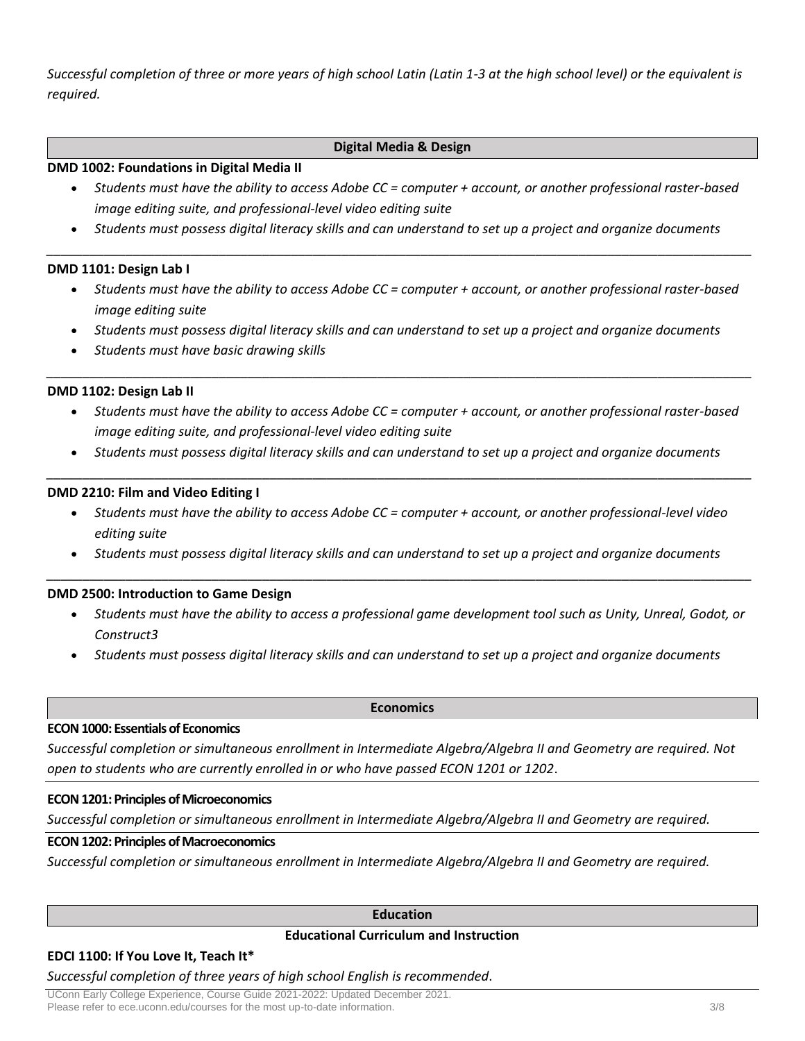*Successful completion of three or more years of high school Latin (Latin 1-3 at the high school level) or the equivalent is required.*

## Digital Media & Design

**DMD 1002: Foundations in Digital Media II**

- *Students must have the ability to access Adobe CC = computer + account, or another professional raster-based image editing suite, and professional-level video editing suite*
- *Students must possess digital literacy skills and can understand to set up a project and organize documents*

---

**DMD 1101: Design Lab I**

- *Students must have the ability to access Adobe CC = computer + account, or another professional raster-based image editing suite*
- *Students must possess digital literacy skills and can understand to set up a project and organize documents*
- *Students must have basic drawing skills*

---

**DMD 1102: Design Lab II**

- *Students must have the ability to access Adobe CC = computer + account, or another professional raster-based image editing suite, and professional-level video editing suite*
- *Students must possess digital literacy skills and can understand to set up a project and organize documents*

---

**DMD 2210: Film and Video Editing I**

- *Students must have the ability to access Adobe CC = computer + account, or another professional-level video editing suite*
- *Students must possess digital literacy skills and can understand to set up a project and organize documents*

---

**DMD 2500: Introduction to Game Design**

- *Students must have the ability to access a professional game development tool such as Unity, Unreal, Godot, or Construct3*
- *Students must possess digital literacy skills and can understand to set up a project and organize documents*

## Economics

**ECON 1000: Essentials of Economics**

*Successful completion or simultaneous enrollment in Intermediate Algebra/Algebra II and Geometry are required. Not open to students who are currently enrolled in or who have passed ECON 1201 or 1202*.

---

**ECON 1201: Principles of Microeconomics**

*Successful completion or simultaneous enrollment in Intermediate Algebra/Algebra II and Geometry are required.*

---

**ECON 1202: Principles of Macroeconomics**

*Successful completion or simultaneous enrollment in Intermediate Algebra/Algebra II and Geometry are required.*

## Education

### Educational Curriculum and Instruction

**EDCI 1100: If You Love It, Teach It***

*Successful completion of three years of high school English is recommended*.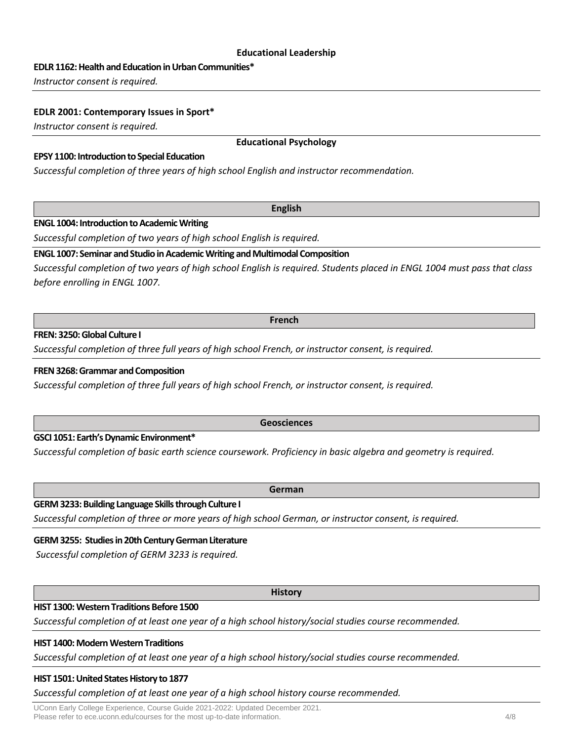## Educational Leadership

**EDLR 1162: Health and Education in Urban Communities***

*Instructor consent is required.*

**EDLR 2001: Contemporary Issues in Sport***

*Instructor consent is required.*

## Educational Psychology

**EPSY 1100: Introduction to Special Education**

*Successful completion of three years of high school English and instructor recommendation.*

## English

**ENGL 1004: Introduction to Academic Writing**

*Successful completion of two years of high school English is required.*

**ENGL 1007: Seminar and Studio in Academic Writing and Multimodal Composition**

*Successful completion of two years of high school English is required. Students placed in ENGL 1004 must pass that class before enrolling in ENGL 1007.*

## French

**FREN: 3250: Global Culture I**

*Successful completion of three full years of high school French, or instructor consent, is required.*

**FREN 3268: Grammar and Composition**

*Successful completion of three full years of high school French, or instructor consent, is required.*

## Geosciences

**GSCI 1051: Earth's Dynamic Environment***

*Successful completion of basic earth science coursework. Proficiency in basic algebra and geometry is required.*

## German

**GERM 3233: Building Language Skills through Culture I**

*Successful completion of three or more years of high school German, or instructor consent, is required.*

**GERM 3255: Studies in 20th Century German Literature**

*Successful completion of GERM 3233 is required.*

## History

**HIST 1300: Western Traditions Before 1500**

*Successful completion of at least one year of a high school history/social studies course recommended.*

**HIST 1400: Modern Western Traditions**

*Successful completion of at least one year of a high school history/social studies course recommended.*

**HIST 1501: United States History to 1877**

*Successful completion of at least one year of a high school history course recommended.*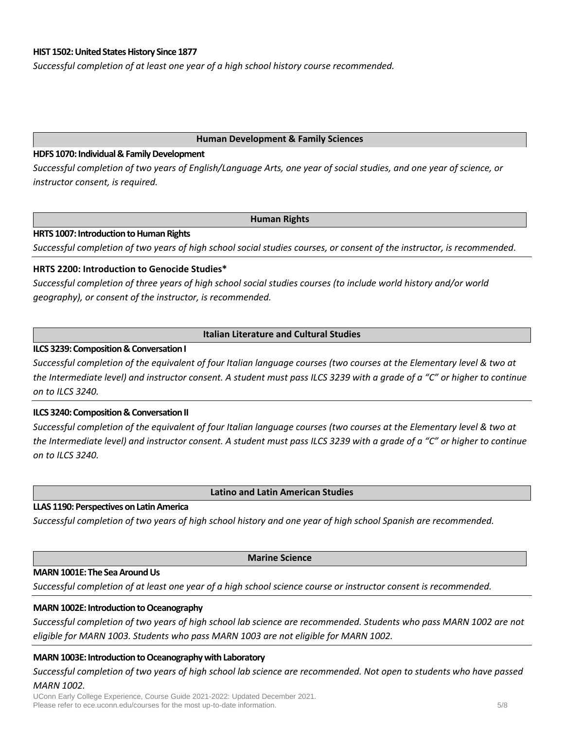**HIST 1502: United States History Since 1877**

*Successful completion of at least one year of a high school history course recommended.*

## Human Development & Family Sciences

**HDFS 1070: Individual & Family Development**

*Successful completion of two years of English/Language Arts, one year of social studies, and one year of science, or instructor consent, is required.*

## Human Rights

**HRTS 1007: Introduction to Human Rights**

*Successful completion of two years of high school social studies courses, or consent of the instructor, is recommended.*

**HRTS 2200: Introduction to Genocide Studies***

*Successful completion of three years of high school social studies courses (to include world history and/or world geography), or consent of the instructor, is recommended.*

## Italian Literature and Cultural Studies

**ILCS 3239: Composition & Conversation I**

*Successful completion of the equivalent of four Italian language courses (two courses at the Elementary level & two at the Intermediate level) and instructor consent. A student must pass ILCS 3239 with a grade of a "C" or higher to continue on to ILCS 3240.*

**ILCS 3240: Composition & Conversation II**

*Successful completion of the equivalent of four Italian language courses (two courses at the Elementary level & two at the Intermediate level) and instructor consent. A student must pass ILCS 3239 with a grade of a "C" or higher to continue on to ILCS 3240.*

## Latino and Latin American Studies

**LLAS 1190: Perspectives on Latin America**

*Successful completion of two years of high school history and one year of high school Spanish are recommended.*

## Marine Science

**MARN 1001E: The Sea Around Us**

*Successful completion of at least one year of a high school science course or instructor consent is recommended.*

**MARN 1002E: Introduction to Oceanography**

*Successful completion of two years of high school lab science are recommended. Students who pass MARN 1002 are not eligible for MARN 1003. Students who pass MARN 1003 are not eligible for MARN 1002.*

**MARN 1003E: Introduction to Oceanography with Laboratory**

*Successful completion of two years of high school lab science are recommended. Not open to students who have passed MARN 1002.*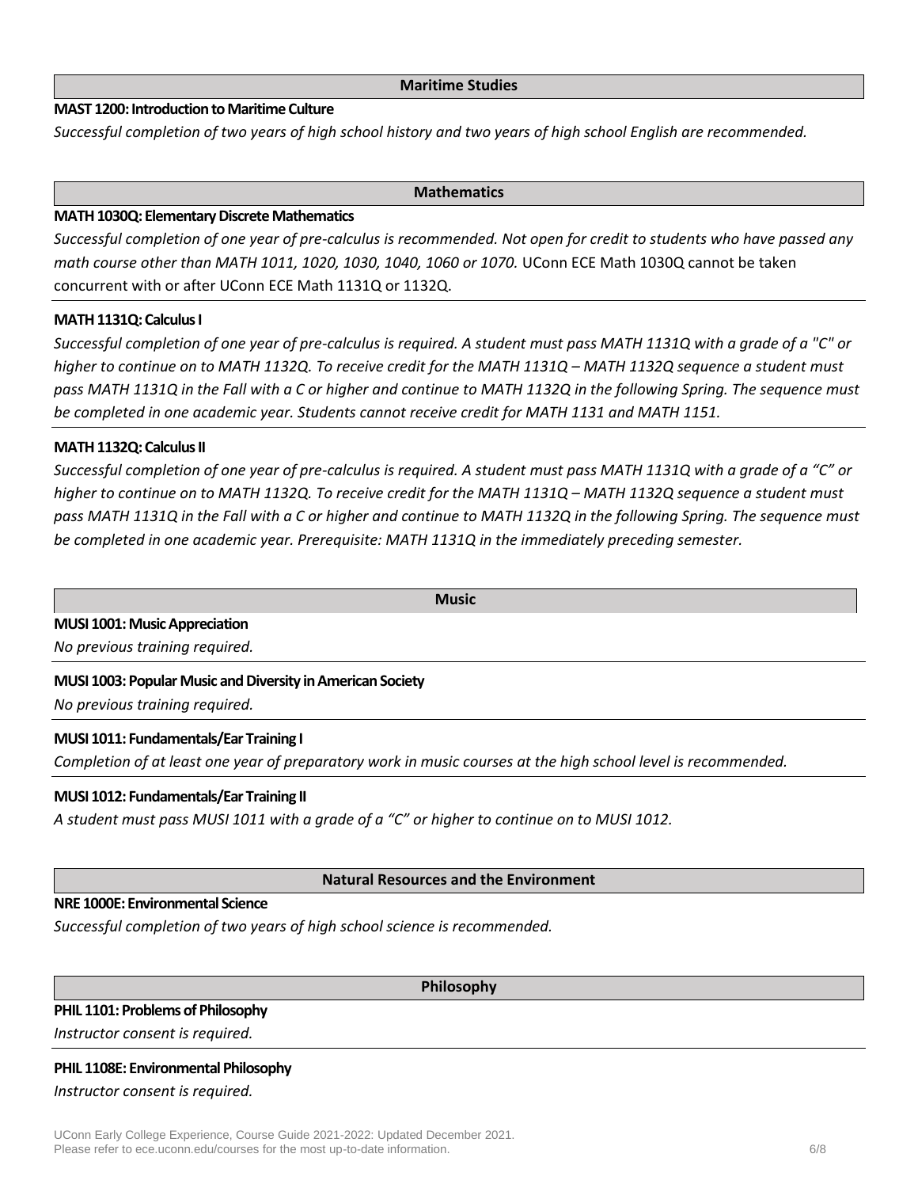## Maritime Studies

**MAST 1200: Introduction to Maritime Culture**

*Successful completion of two years of high school history and two years of high school English are recommended.*

## Mathematics

**MATH 1030Q: Elementary Discrete Mathematics**

*Successful completion of one year of pre-calculus is recommended. Not open for credit to students who have passed any math course other than MATH 1011, 1020, 1030, 1040, 1060 or 1070.* UConn ECE Math 1030Q cannot be taken concurrent with or after UConn ECE Math 1131Q or 1132Q.

**MATH 1131Q: Calculus I**

*Successful completion of one year of pre-calculus is required. A student must pass MATH 1131Q with a grade of a "C" or higher to continue on to MATH 1132Q. To receive credit for the MATH 1131Q – MATH 1132Q sequence a student must pass MATH 1131Q in the Fall with a C or higher and continue to MATH 1132Q in the following Spring. The sequence must be completed in one academic year. Students cannot receive credit for MATH 1131 and MATH 1151.*

**MATH 1132Q: Calculus II**

*Successful completion of one year of pre-calculus is required. A student must pass MATH 1131Q with a grade of a "C" or higher to continue on to MATH 1132Q. To receive credit for the MATH 1131Q – MATH 1132Q sequence a student must pass MATH 1131Q in the Fall with a C or higher and continue to MATH 1132Q in the following Spring. The sequence must be completed in one academic year. Prerequisite: MATH 1131Q in the immediately preceding semester.*

## Music

**MUSI 1001: Music Appreciation**

*No previous training required.*

**MUSI 1003: Popular Music and Diversity in American Society**

*No previous training required.*

**MUSI 1011: Fundamentals/Ear Training I**

*Completion of at least one year of preparatory work in music courses at the high school level is recommended.*

**MUSI 1012: Fundamentals/Ear Training II**

*A student must pass MUSI 1011 with a grade of a "C" or higher to continue on to MUSI 1012.*

## Natural Resources and the Environment

**NRE 1000E: Environmental Science**

*Successful completion of two years of high school science is recommended.*

## Philosophy

**PHIL 1101: Problems of Philosophy**

*Instructor consent is required.*

**PHIL 1108E: Environmental Philosophy**

*Instructor consent is required.*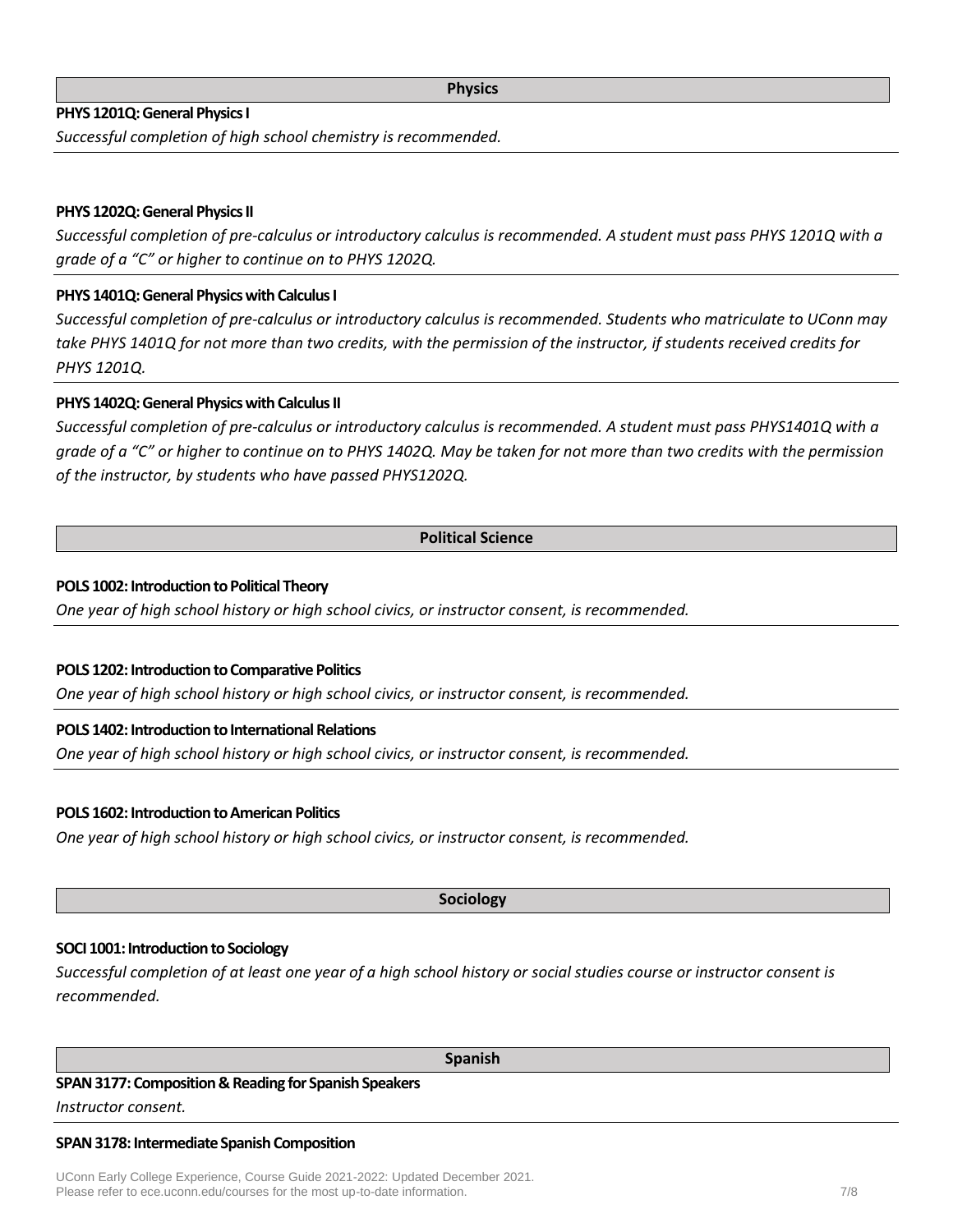## Physics

**PHYS 1201Q: General Physics I**

*Successful completion of high school chemistry is recommended.*

**PHYS 1202Q: General Physics II**

*Successful completion of pre-calculus or introductory calculus is recommended. A student must pass PHYS 1201Q with a grade of a "C" or higher to continue on to PHYS 1202Q.*

**PHYS 1401Q: General Physics with Calculus I**

*Successful completion of pre-calculus or introductory calculus is recommended. Students who matriculate to UConn may take PHYS 1401Q for not more than two credits, with the permission of the instructor, if students received credits for PHYS 1201Q.*

**PHYS 1402Q: General Physics with Calculus II**

*Successful completion of pre-calculus or introductory calculus is recommended. A student must pass PHYS1401Q with a grade of a "C" or higher to continue on to PHYS 1402Q. May be taken for not more than two credits with the permission of the instructor, by students who have passed PHYS1202Q.*

## Political Science

**POLS 1002: Introduction to Political Theory**

*One year of high school history or high school civics, or instructor consent, is recommended.*

**POLS 1202: Introduction to Comparative Politics**

*One year of high school history or high school civics, or instructor consent, is recommended.*

**POLS 1402: Introduction to International Relations**

*One year of high school history or high school civics, or instructor consent, is recommended.*

**POLS 1602: Introduction to American Politics**

*One year of high school history or high school civics, or instructor consent, is recommended.*

## Sociology

**SOCI 1001: Introduction to Sociology**

*Successful completion of at least one year of a high school history or social studies course or instructor consent is recommended.*

## Spanish

**SPAN 3177: Composition & Reading for Spanish Speakers**

*Instructor consent.*

**SPAN 3178: Intermediate Spanish Composition**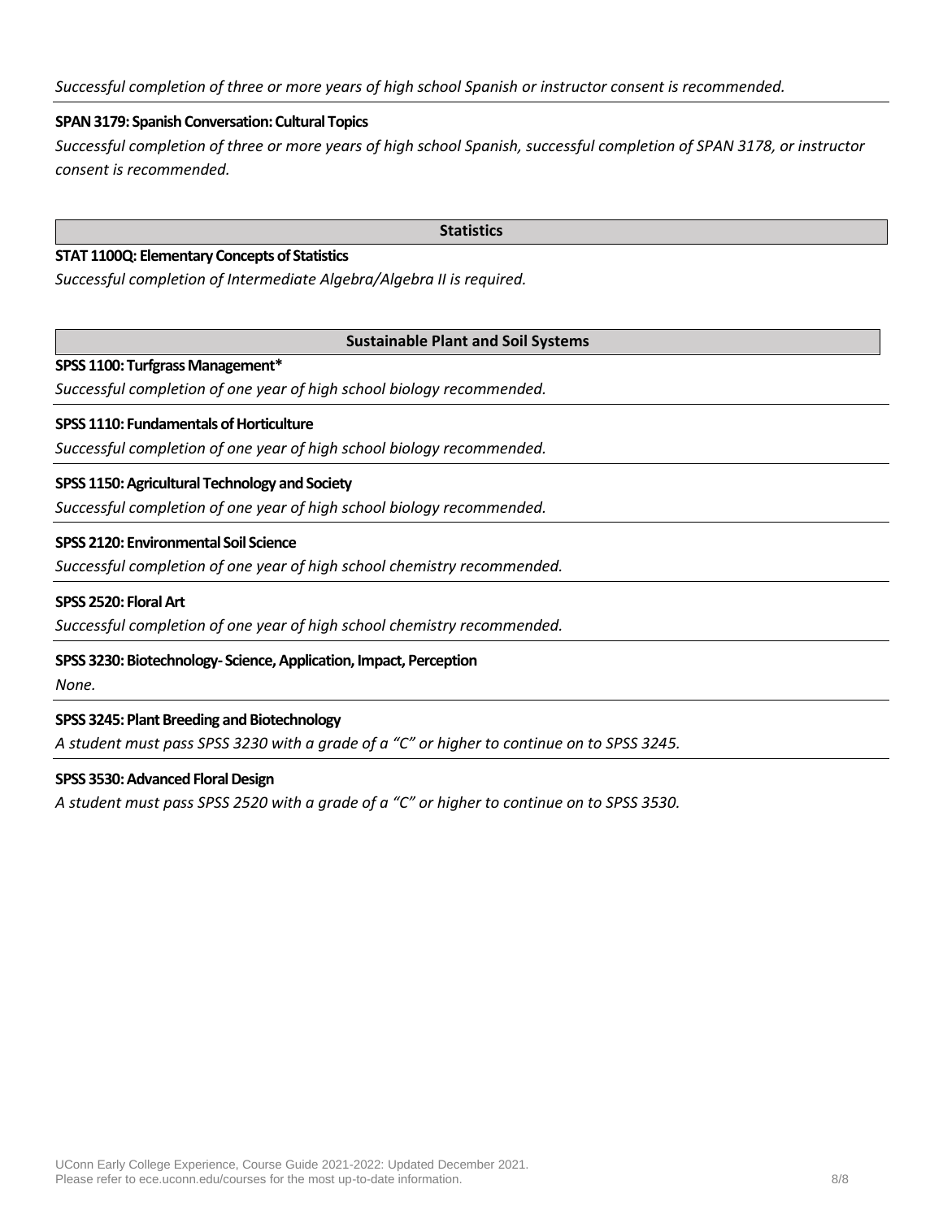*Successful completion of three or more years of high school Spanish or instructor consent is recommended.*

**SPAN 3179: Spanish Conversation: Cultural Topics**

*Successful completion of three or more years of high school Spanish, successful completion of SPAN 3178, or instructor consent is recommended.*

## Statistics

**STAT 1100Q: Elementary Concepts of Statistics**

*Successful completion of Intermediate Algebra/Algebra II is required.*

## Sustainable Plant and Soil Systems

**SPSS 1100: Turfgrass Management***

*Successful completion of one year of high school biology recommended.*

**SPSS 1110: Fundamentals of Horticulture**

*Successful completion of one year of high school biology recommended.*

**SPSS 1150: Agricultural Technology and Society**

*Successful completion of one year of high school biology recommended.*

**SPSS 2120: Environmental Soil Science**

*Successful completion of one year of high school chemistry recommended.*

**SPSS 2520: Floral Art**

*Successful completion of one year of high school chemistry recommended.*

**SPSS 3230: Biotechnology- Science, Application, Impact, Perception**

*None.*

**SPSS 3245: Plant Breeding and Biotechnology**

*A student must pass SPSS 3230 with a grade of a "C" or higher to continue on to SPSS 3245.*

**SPSS 3530: Advanced Floral Design**

*A student must pass SPSS 2520 with a grade of a "C" or higher to continue on to SPSS 3530.*